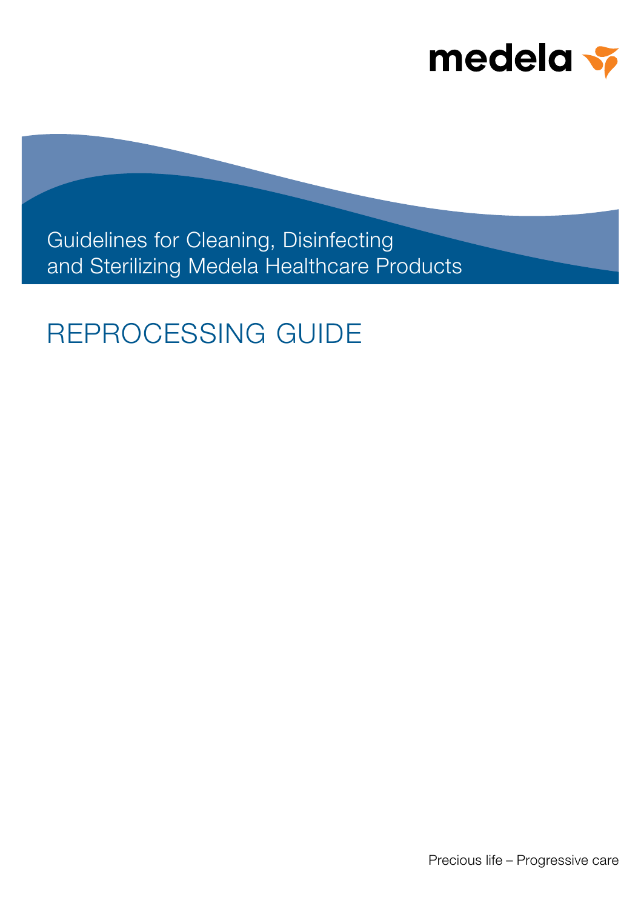medela

Guidelines for Cleaning, Disinfecting and Sterilizing Medela Healthcare Products

# REPROCESSING GUIDE

Precious life – Progressive care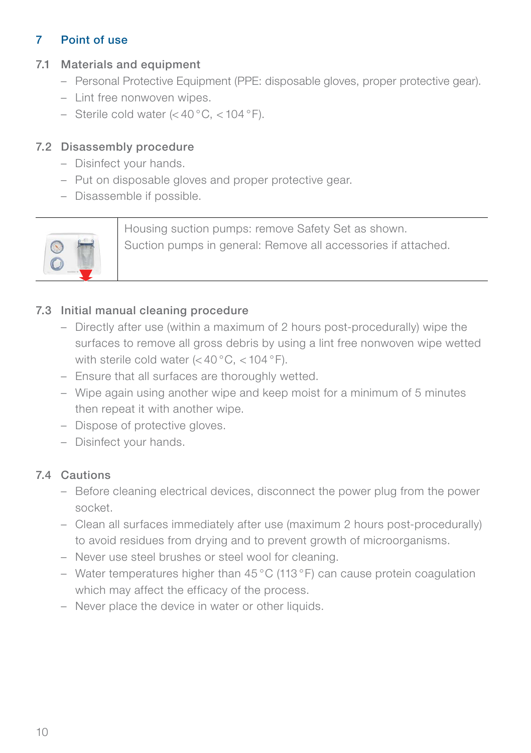# 7 Point of use

## 7.1 Materials and equipment

- Personal Protective Equipment (PPE: disposable gloves, proper protective gear).
- Lint free nonwoven wipes.
- Sterile cold water (< 40 °C, < 104 °F).

## 7.2 Disassembly procedure

- Disinfect your hands.
- Put on disposable gloves and proper protective gear.
- Disassemble if possible.

| | |
|---|---|
| | Housing suction pumps: remove Safety Set as shown.<br>Suction pumps in general: Remove all accessories if attached. |

## 7.3 Initial manual cleaning procedure

- Directly after use (within a maximum of 2 hours post-procedurally) wipe the surfaces to remove all gross debris by using a lint free nonwoven wipe wetted with sterile cold water (< 40 °C, < 104 °F).
- Ensure that all surfaces are thoroughly wetted.
- Wipe again using another wipe and keep moist for a minimum of 5 minutes then repeat it with another wipe.
- Dispose of protective gloves.
- Disinfect your hands.

## 7.4 Cautions

- Before cleaning electrical devices, disconnect the power plug from the power socket.
- Clean all surfaces immediately after use (maximum 2 hours post-procedurally) to avoid residues from drying and to prevent growth of microorganisms.
- Never use steel brushes or steel wool for cleaning.
- Water temperatures higher than 45 °C (113 °F) can cause protein coagulation which may affect the efficacy of the process.
- Never place the device in water or other liquids.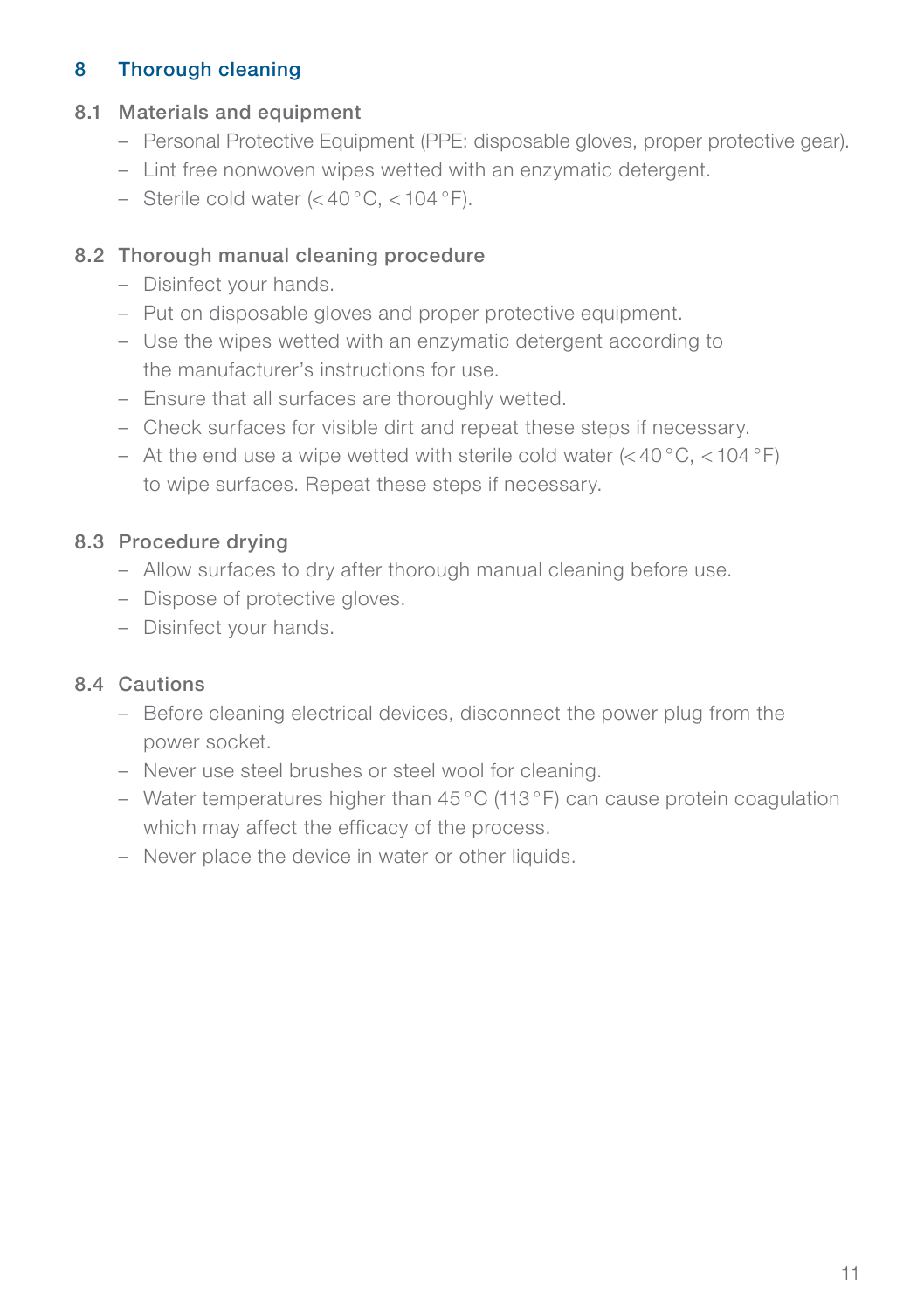# 8 Thorough cleaning

## 8.1 Materials and equipment

- Personal Protective Equipment (PPE: disposable gloves, proper protective gear).
- Lint free nonwoven wipes wetted with an enzymatic detergent.
- Sterile cold water (< 40 °C, < 104 °F).

## 8.2 Thorough manual cleaning procedure

- Disinfect your hands.
- Put on disposable gloves and proper protective equipment.
- Use the wipes wetted with an enzymatic detergent according to the manufacturer's instructions for use.
- Ensure that all surfaces are thoroughly wetted.
- Check surfaces for visible dirt and repeat these steps if necessary.
- At the end use a wipe wetted with sterile cold water (< 40 °C, < 104 °F) to wipe surfaces. Repeat these steps if necessary.

## 8.3 Procedure drying

- Allow surfaces to dry after thorough manual cleaning before use.
- Dispose of protective gloves.
- Disinfect your hands.

## 8.4 Cautions

- Before cleaning electrical devices, disconnect the power plug from the power socket.
- Never use steel brushes or steel wool for cleaning.
- Water temperatures higher than 45 °C (113 °F) can cause protein coagulation which may affect the efficacy of the process.
- Never place the device in water or other liquids.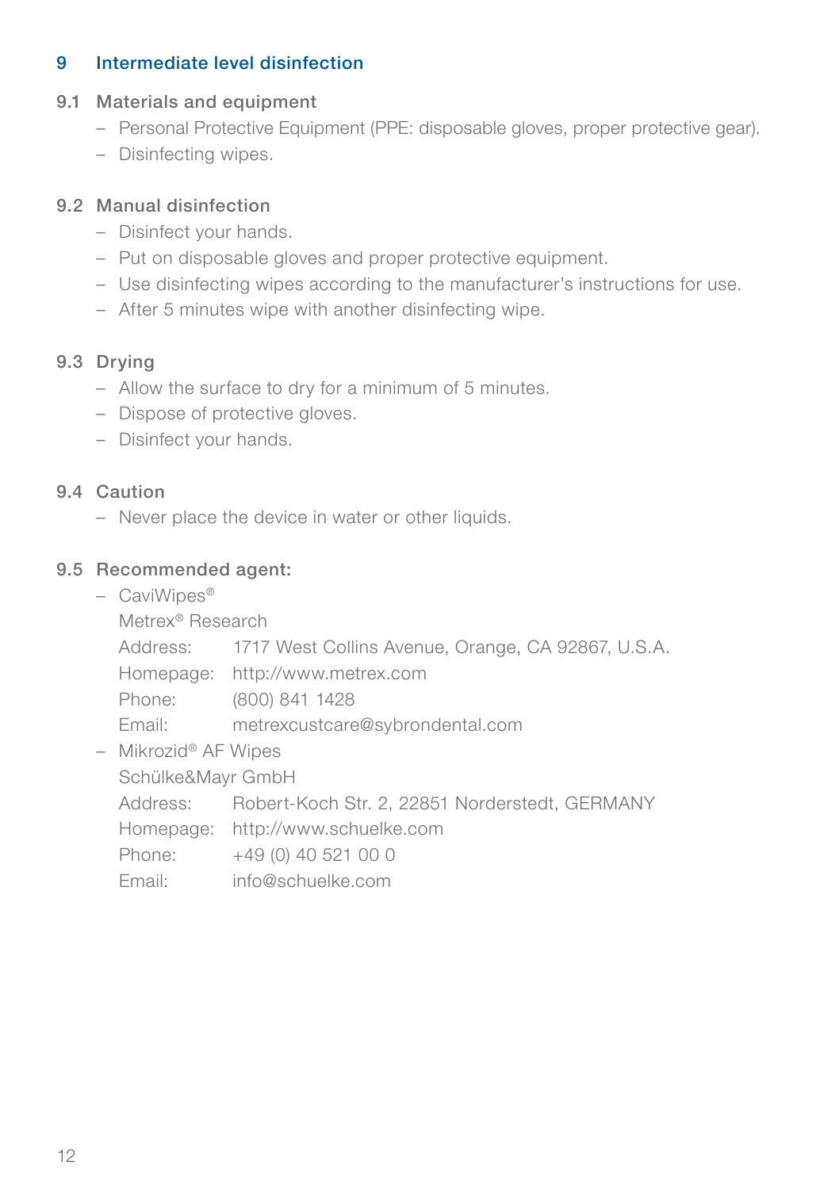# 9 Intermediate level disinfection

## 9.1 Materials and equipment

- Personal Protective Equipment (PPE: disposable gloves, proper protective gear).
- Disinfecting wipes.

## 9.2 Manual disinfection

- Disinfect your hands.
- Put on disposable gloves and proper protective equipment.
- Use disinfecting wipes according to the manufacturer's instructions for use.
- After 5 minutes wipe with another disinfecting wipe.

## 9.3 Drying

- Allow the surface to dry for a minimum of 5 minutes.
- Dispose of protective gloves.
- Disinfect your hands.

## 9.4 Caution

- Never place the device in water or other liquids.

## 9.5 Recommended agent:

- CaviWipes®
  Metrex® Research
  Address: 1717 West Collins Avenue, Orange, CA 92867, U.S.A.
  Homepage: http://www.metrex.com
  Phone: (800) 841 1428
  Email: metrexcustcare@sybrondental.com
- Mikrozid® AF Wipes
  Schülke&Mayr GmbH
  Address: Robert-Koch Str. 2, 22851 Norderstedt, GERMANY
  Homepage: http://www.schuelke.com
  Phone: +49 (0) 40 521 00 0
  Email: info@schuelke.com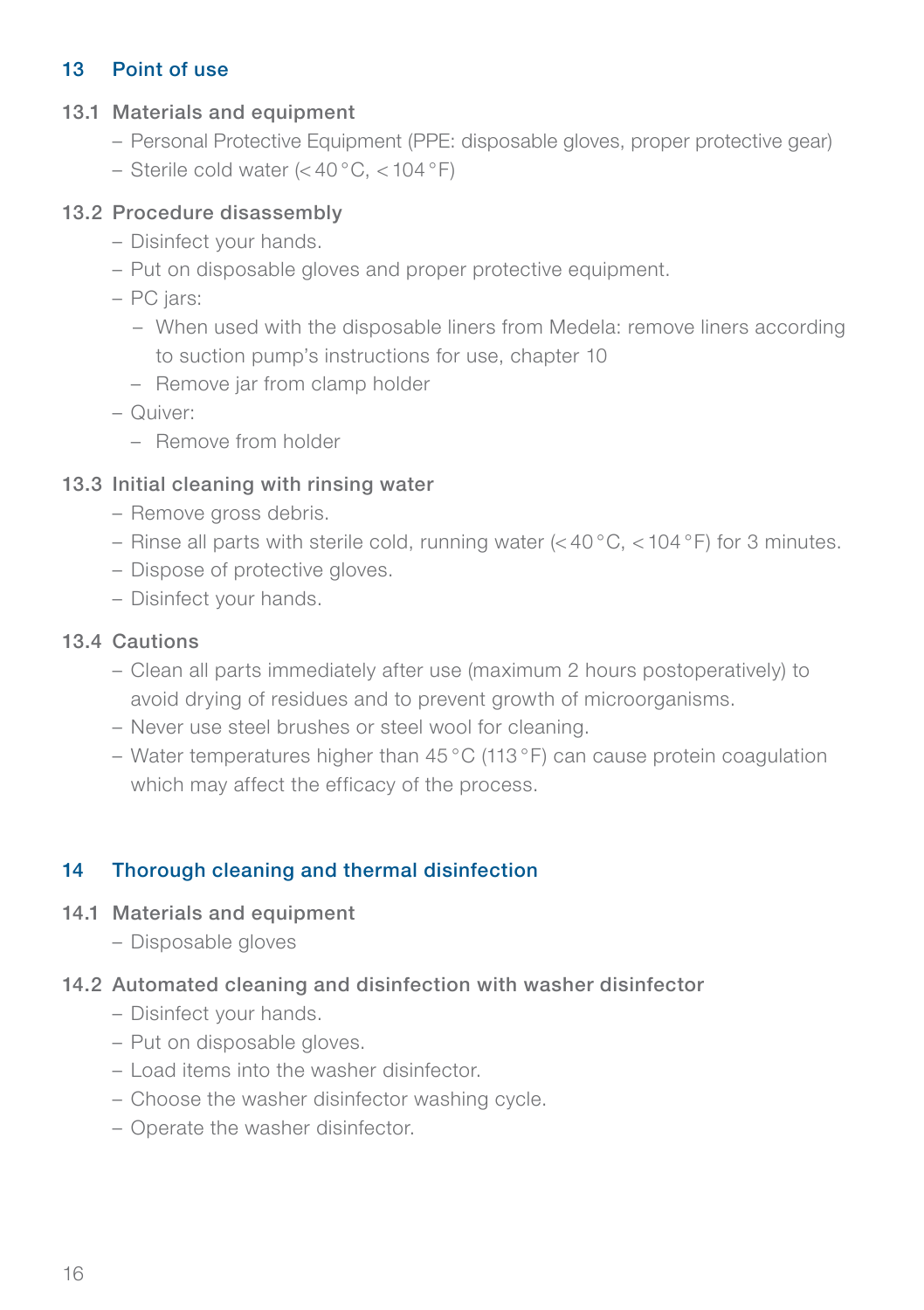## 13 Point of use

### 13.1 Materials and equipment

- Personal Protective Equipment (PPE: disposable gloves, proper protective gear)
- Sterile cold water (< 40 °C, < 104 °F)

### 13.2 Procedure disassembly

- Disinfect your hands.
- Put on disposable gloves and proper protective equipment.
- PC jars:
  - When used with the disposable liners from Medela: remove liners according to suction pump's instructions for use, chapter 10
  - Remove jar from clamp holder
- Quiver:
  - Remove from holder

### 13.3 Initial cleaning with rinsing water

- Remove gross debris.
- Rinse all parts with sterile cold, running water (< 40 °C, < 104 °F) for 3 minutes.
- Dispose of protective gloves.
- Disinfect your hands.

### 13.4 Cautions

- Clean all parts immediately after use (maximum 2 hours postoperatively) to avoid drying of residues and to prevent growth of microorganisms.
- Never use steel brushes or steel wool for cleaning.
- Water temperatures higher than 45 °C (113 °F) can cause protein coagulation which may affect the efficacy of the process.

## 14 Thorough cleaning and thermal disinfection

### 14.1 Materials and equipment

- Disposable gloves

### 14.2 Automated cleaning and disinfection with washer disinfector

- Disinfect your hands.
- Put on disposable gloves.
- Load items into the washer disinfector.
- Choose the washer disinfector washing cycle.
- Operate the washer disinfector.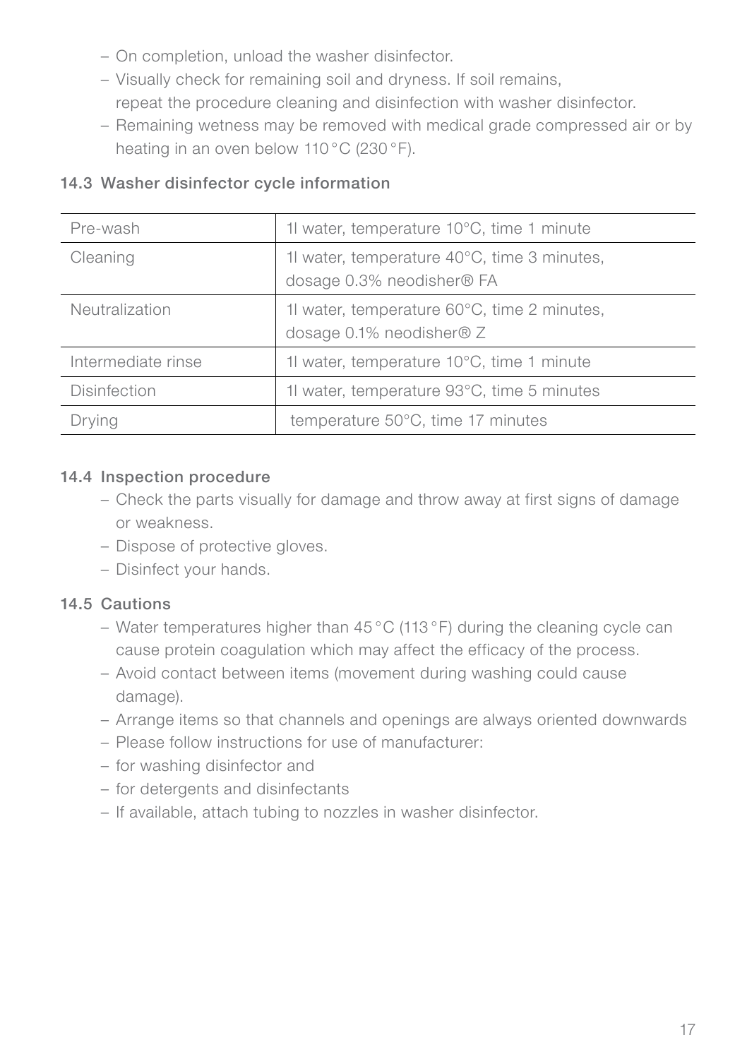- On completion, unload the washer disinfector.
- Visually check for remaining soil and dryness. If soil remains, repeat the procedure cleaning and disinfection with washer disinfector.
- Remaining wetness may be removed with medical grade compressed air or by heating in an oven below 110 °C (230 °F).

### 14.3 Washer disinfector cycle information

| | |
|---|---|
| Pre-wash | 1l water, temperature 10°C, time 1 minute |
| Cleaning | 1l water, temperature 40°C, time 3 minutes, dosage 0.3% neodisher® FA |
| Neutralization | 1l water, temperature 60°C, time 2 minutes, dosage 0.1% neodisher® Z |
| Intermediate rinse | 1l water, temperature 10°C, time 1 minute |
| Disinfection | 1l water, temperature 93°C, time 5 minutes |
| Drying | temperature 50°C, time 17 minutes |

### 14.4 Inspection procedure

- Check the parts visually for damage and throw away at first signs of damage or weakness.
- Dispose of protective gloves.
- Disinfect your hands.

### 14.5 Cautions

- Water temperatures higher than 45 °C (113 °F) during the cleaning cycle can cause protein coagulation which may affect the efficacy of the process.
- Avoid contact between items (movement during washing could cause damage).
- Arrange items so that channels and openings are always oriented downwards
- Please follow instructions for use of manufacturer:
- for washing disinfector and
- for detergents and disinfectants
- If available, attach tubing to nozzles in washer disinfector.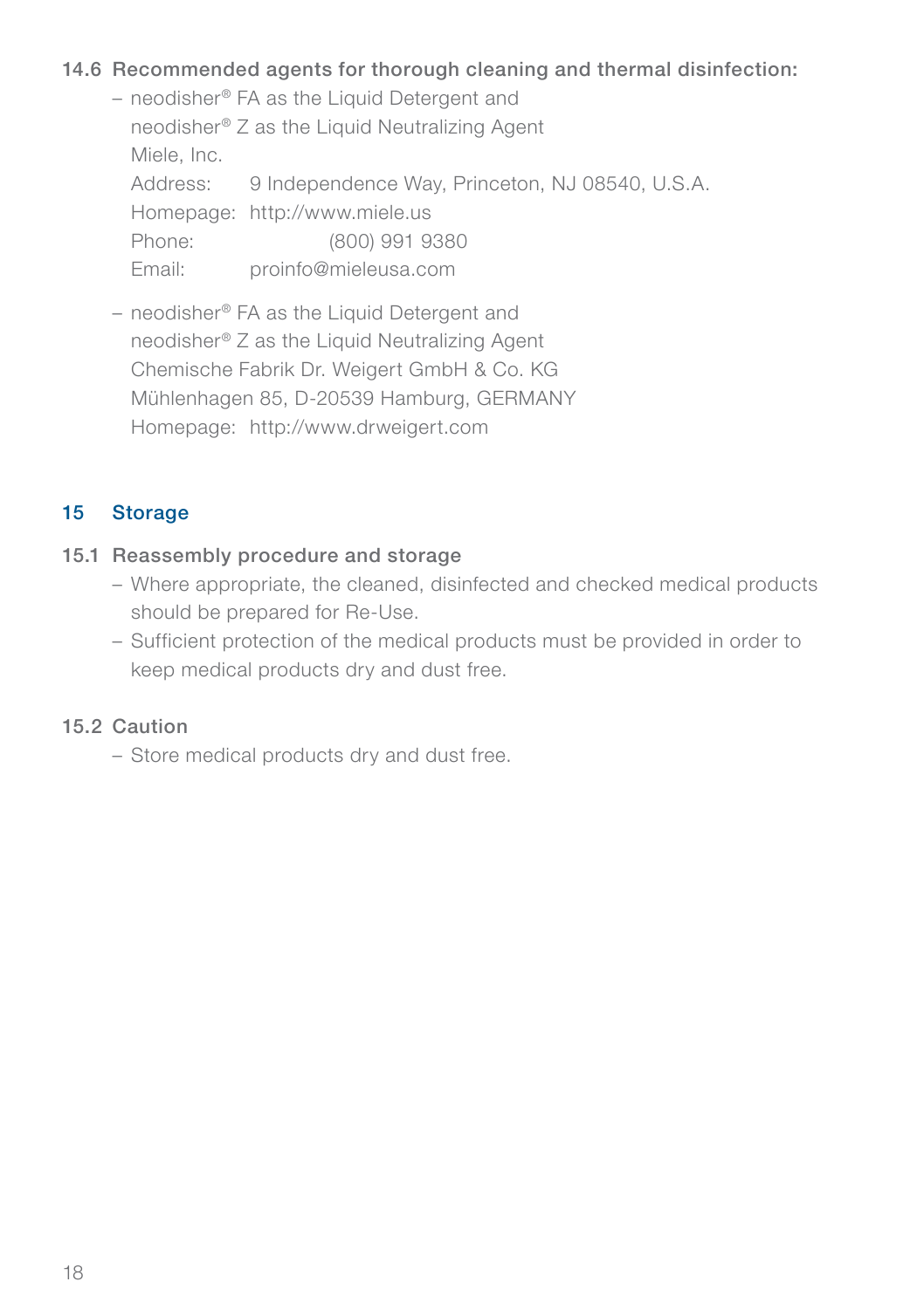### 14.6 Recommended agents for thorough cleaning and thermal disinfection:

- neodisher® FA as the Liquid Detergent and
  neodisher® Z as the Liquid Neutralizing Agent
  Miele, Inc.
  Address: 9 Independence Way, Princeton, NJ 08540, U.S.A.
  Homepage: http://www.miele.us
  Phone: (800) 991 9380
  Email: proinfo@mieleusa.com

- neodisher® FA as the Liquid Detergent and
  neodisher® Z as the Liquid Neutralizing Agent
  Chemische Fabrik Dr. Weigert GmbH & Co. KG
  Mühlenhagen 85, D-20539 Hamburg, GERMANY
  Homepage: http://www.drweigert.com

## 15 Storage

### 15.1 Reassembly procedure and storage

- Where appropriate, the cleaned, disinfected and checked medical products should be prepared for Re-Use.
- Sufficient protection of the medical products must be provided in order to keep medical products dry and dust free.

### 15.2 Caution

- Store medical products dry and dust free.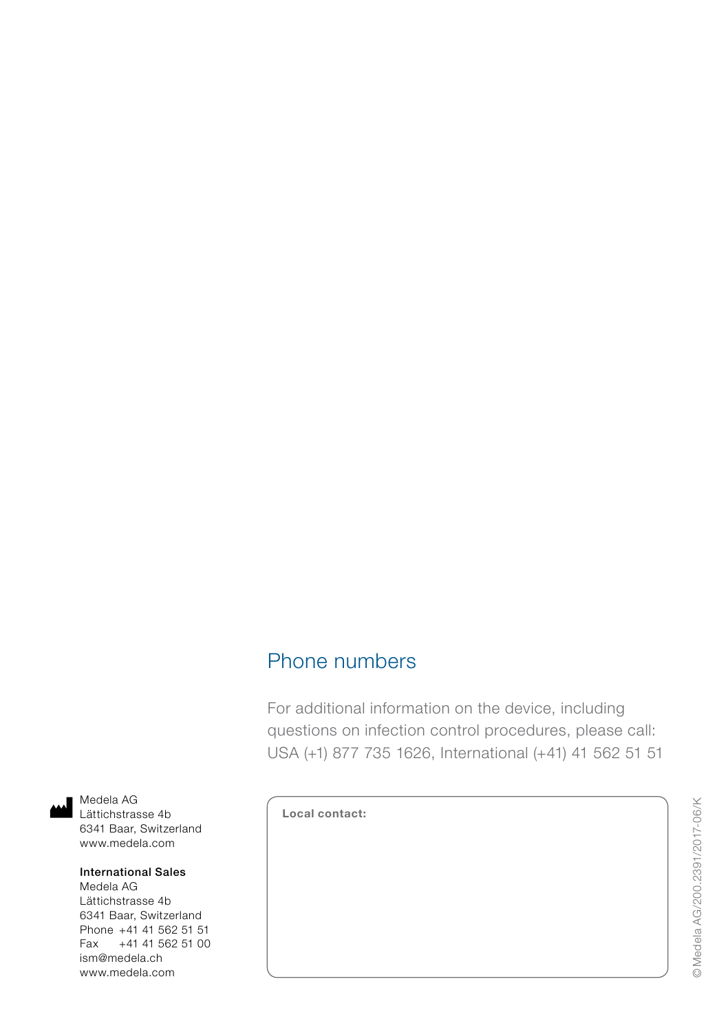## Phone numbers

For additional information on the device, including questions on infection control procedures, please call: USA (+1) 877 735 1626, International (+41) 41 562 51 51

Medela AG
Lättichstrasse 4b
6341 Baar, Switzerland
www.medela.com

**International Sales**
Medela AG
Lättichstrasse 4b
6341 Baar, Switzerland
Phone +41 41 562 51 51
Fax +41 41 562 51 00
ism@medela.ch
www.medela.com

**Local contact:**

© Medela AG/200.2391/2017-06/K